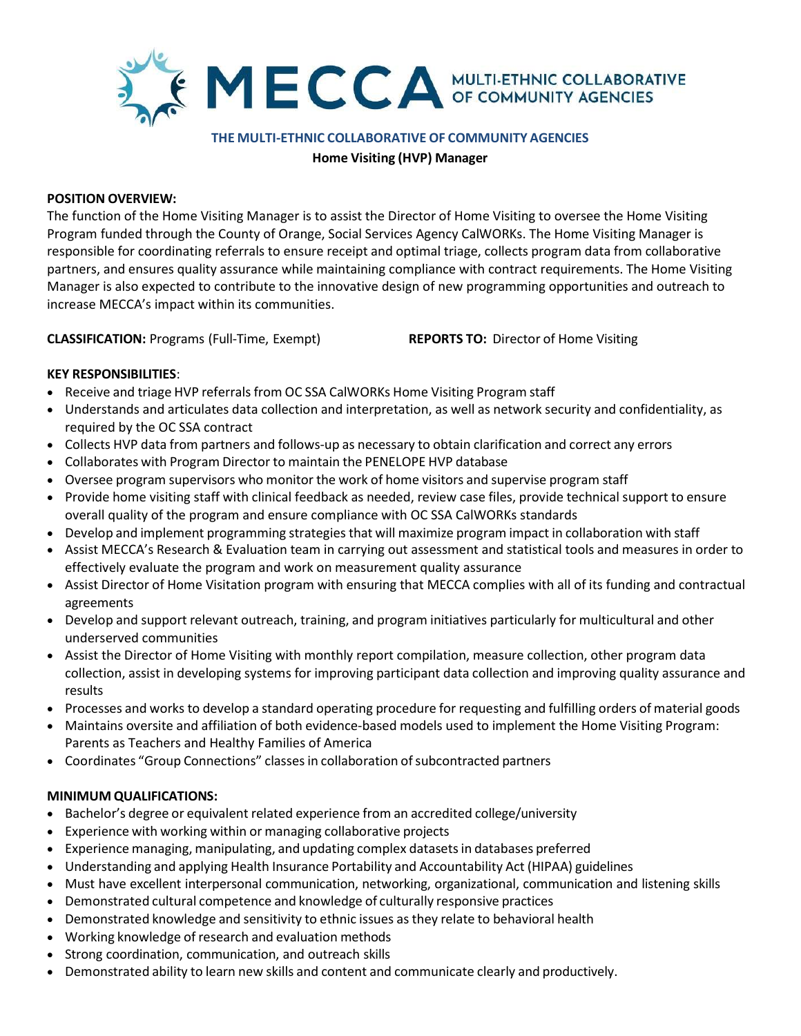MECCA MULTI-ETHNIC COLLABORATIVE OF COMMUNITY AGENCIES

# THE MULTI-ETHNIC COLLABORATIVE OF COMMUNITY AGENCIES

## Home Visiting (HVP) Manager

**POSITION OVERVIEW:**

The function of the Home Visiting Manager is to assist the Director of Home Visiting to oversee the Home Visiting Program funded through the County of Orange, Social Services Agency CalWORKs. The Home Visiting Manager is responsible for coordinating referrals to ensure receipt and optimal triage, collects program data from collaborative partners, and ensures quality assurance while maintaining compliance with contract requirements. The Home Visiting Manager is also expected to contribute to the innovative design of new programming opportunities and outreach to increase MECCA's impact within its communities.

**CLASSIFICATION:** Programs (Full-Time, Exempt)

**REPORTS TO:** Director of Home Visiting

**KEY RESPONSIBILITIES**:

- Receive and triage HVP referrals from OC SSA CalWORKs Home Visiting Program staff
- Understands and articulates data collection and interpretation, as well as network security and confidentiality, as required by the OC SSA contract
- Collects HVP data from partners and follows-up as necessary to obtain clarification and correct any errors
- Collaborates with Program Director to maintain the PENELOPE HVP database
- Oversee program supervisors who monitor the work of home visitors and supervise program staff
- Provide home visiting staff with clinical feedback as needed, review case files, provide technical support to ensure overall quality of the program and ensure compliance with OC SSA CalWORKs standards
- Develop and implement programming strategies that will maximize program impact in collaboration with staff
- Assist MECCA's Research & Evaluation team in carrying out assessment and statistical tools and measures in order to effectively evaluate the program and work on measurement quality assurance
- Assist Director of Home Visitation program with ensuring that MECCA complies with all of its funding and contractual agreements
- Develop and support relevant outreach, training, and program initiatives particularly for multicultural and other underserved communities
- Assist the Director of Home Visiting with monthly report compilation, measure collection, other program data collection, assist in developing systems for improving participant data collection and improving quality assurance and results
- Processes and works to develop a standard operating procedure for requesting and fulfilling orders of material goods
- Maintains oversite and affiliation of both evidence-based models used to implement the Home Visiting Program: Parents as Teachers and Healthy Families of America
- Coordinates "Group Connections" classes in collaboration of subcontracted partners

**MINIMUM QUALIFICATIONS:**

- Bachelor's degree or equivalent related experience from an accredited college/university
- Experience with working within or managing collaborative projects
- Experience managing, manipulating, and updating complex datasets in databases preferred
- Understanding and applying Health Insurance Portability and Accountability Act (HIPAA) guidelines
- Must have excellent interpersonal communication, networking, organizational, communication and listening skills
- Demonstrated cultural competence and knowledge of culturally responsive practices
- Demonstrated knowledge and sensitivity to ethnic issues as they relate to behavioral health
- Working knowledge of research and evaluation methods
- Strong coordination, communication, and outreach skills
- Demonstrated ability to learn new skills and content and communicate clearly and productively.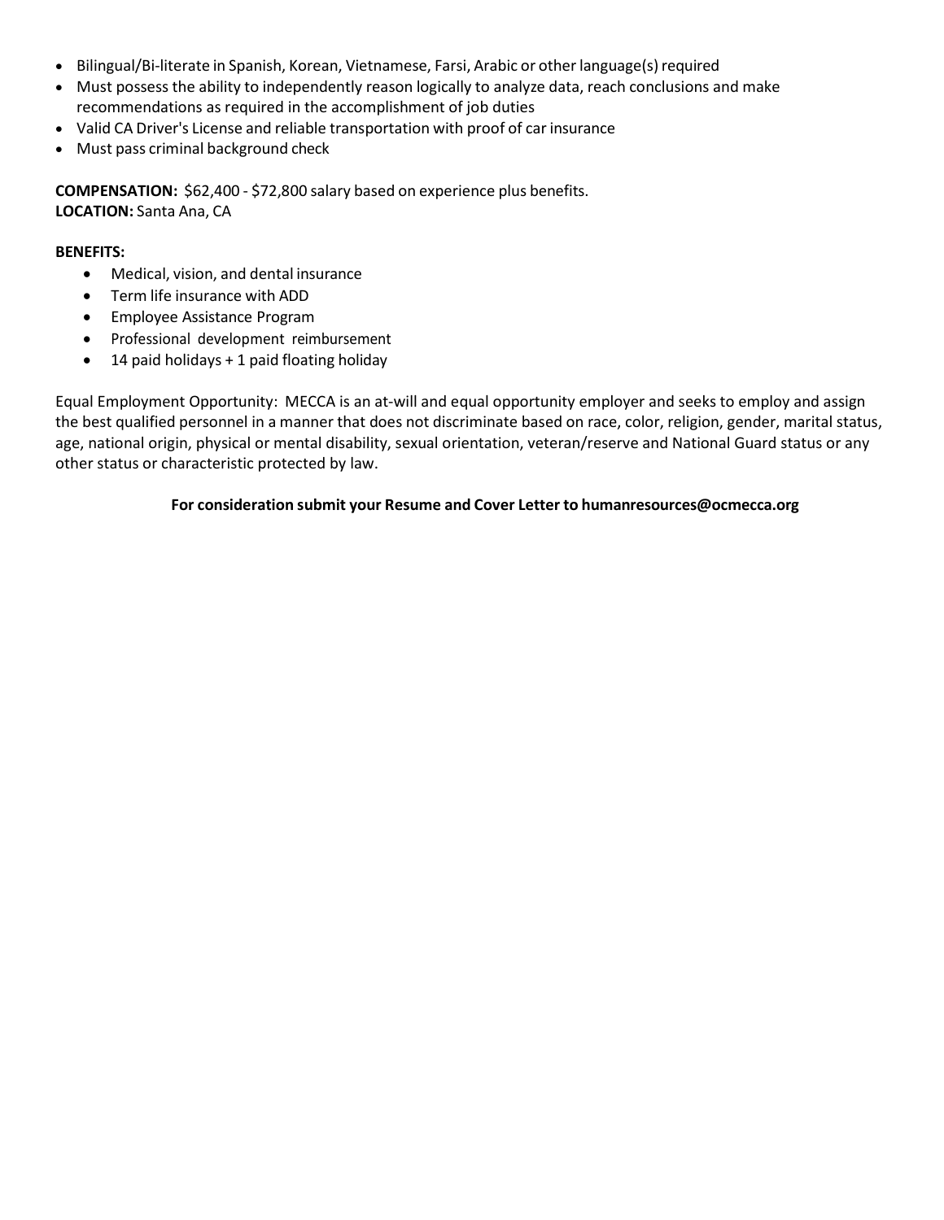- Bilingual/Bi-literate in Spanish, Korean, Vietnamese, Farsi, Arabic or other language(s) required
- Must possess the ability to independently reason logically to analyze data, reach conclusions and make recommendations as required in the accomplishment of job duties
- Valid CA Driver's License and reliable transportation with proof of car insurance
- Must pass criminal background check

**COMPENSATION:** $62,400 - $72,800 salary based on experience plus benefits.
**LOCATION:** Santa Ana, CA

**BENEFITS:**

- Medical, vision, and dental insurance
- Term life insurance with ADD
- Employee Assistance Program
- Professional development reimbursement
- 14 paid holidays + 1 paid floating holiday

Equal Employment Opportunity: MECCA is an at-will and equal opportunity employer and seeks to employ and assign the best qualified personnel in a manner that does not discriminate based on race, color, religion, gender, marital status, age, national origin, physical or mental disability, sexual orientation, veteran/reserve and National Guard status or any other status or characteristic protected by law.

**For consideration submit your Resume and Cover Letter to humanresources@ocmecca.org**